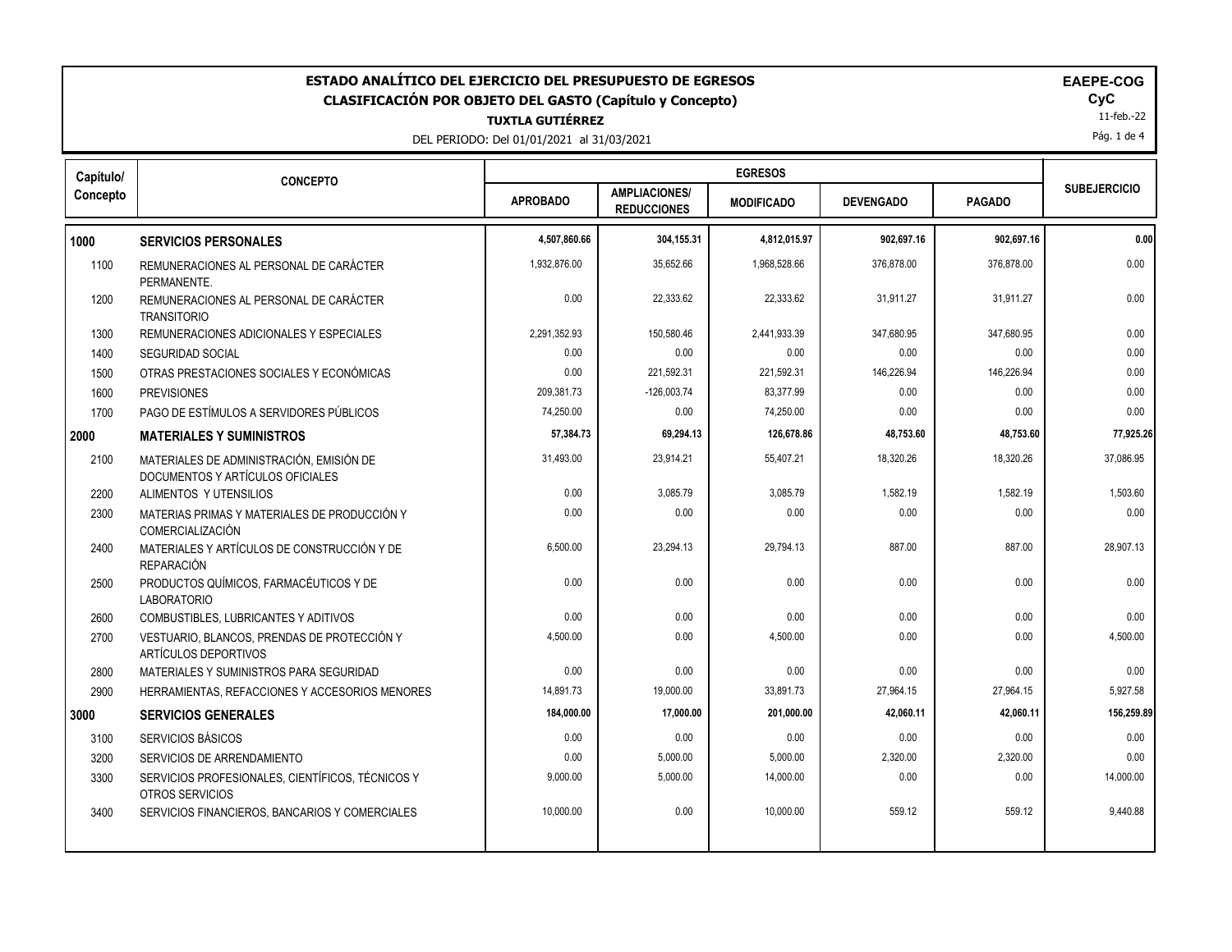# ESTADO ANALÍTICO DEL EJERCICIO DEL PRESUPUESTO DE EGRESOS

## CLASIFICACIÓN POR OBJETO DEL GASTO (Capítulo y Concepto)

**TUXTLA GUTIÉRREZ**

DEL PERIODO: Del 01/01/2021 al 31/03/2021

**EAEPE-COG**
**CyC**
11-feb.-22

| Capítulo/ Concepto | CONCEPTO | EGRESOS | | | | | SUBEJERCICIO |
|---|---|---|---|---|---|---|---|
| | | APROBADO | AMPLIACIONES/ REDUCCIONES | MODIFICADO | DEVENGADO | PAGADO | |
| **1000** | **SERVICIOS PERSONALES** | **4,507,860.66** | **304,155.31** | **4,812,015.97** | **902,697.16** | **902,697.16** | **0.00** |
| 1100 | REMUNERACIONES AL PERSONAL DE CARÁCTER PERMANENTE. | 1,932,876.00 | 35,652.66 | 1,968,528.66 | 376,878.00 | 376,878.00 | 0.00 |
| 1200 | REMUNERACIONES AL PERSONAL DE CARÁCTER TRANSITORIO | 0.00 | 22,333.62 | 22,333.62 | 31,911.27 | 31,911.27 | 0.00 |
| 1300 | REMUNERACIONES ADICIONALES Y ESPECIALES | 2,291,352.93 | 150,580.46 | 2,441,933.39 | 347,680.95 | 347,680.95 | 0.00 |
| 1400 | SEGURIDAD SOCIAL | 0.00 | 0.00 | 0.00 | 0.00 | 0.00 | 0.00 |
| 1500 | OTRAS PRESTACIONES SOCIALES Y ECONÓMICAS | 0.00 | 221,592.31 | 221,592.31 | 146,226.94 | 146,226.94 | 0.00 |
| 1600 | PREVISIONES | 209,381.73 | -126,003.74 | 83,377.99 | 0.00 | 0.00 | 0.00 |
| 1700 | PAGO DE ESTÍMULOS A SERVIDORES PÚBLICOS | 74,250.00 | 0.00 | 74,250.00 | 0.00 | 0.00 | 0.00 |
| **2000** | **MATERIALES Y SUMINISTROS** | **57,384.73** | **69,294.13** | **126,678.86** | **48,753.60** | **48,753.60** | **77,925.26** |
| 2100 | MATERIALES DE ADMINISTRACIÓN, EMISIÓN DE DOCUMENTOS Y ARTÍCULOS OFICIALES | 31,493.00 | 23,914.21 | 55,407.21 | 18,320.26 | 18,320.26 | 37,086.95 |
| 2200 | ALIMENTOS Y UTENSILIOS | 0.00 | 3,085.79 | 3,085.79 | 1,582.19 | 1,582.19 | 1,503.60 |
| 2300 | MATERIAS PRIMAS Y MATERIALES DE PRODUCCIÓN Y COMERCIALIZACIÓN | 0.00 | 0.00 | 0.00 | 0.00 | 0.00 | 0.00 |
| 2400 | MATERIALES Y ARTÍCULOS DE CONSTRUCCIÓN Y DE REPARACIÓN | 6,500.00 | 23,294.13 | 29,794.13 | 887.00 | 887.00 | 28,907.13 |
| 2500 | PRODUCTOS QUÍMICOS, FARMACÉUTICOS Y DE LABORATORIO | 0.00 | 0.00 | 0.00 | 0.00 | 0.00 | 0.00 |
| 2600 | COMBUSTIBLES, LUBRICANTES Y ADITIVOS | 0.00 | 0.00 | 0.00 | 0.00 | 0.00 | 0.00 |
| 2700 | VESTUARIO, BLANCOS, PRENDAS DE PROTECCIÓN Y ARTÍCULOS DEPORTIVOS | 4,500.00 | 0.00 | 4,500.00 | 0.00 | 0.00 | 4,500.00 |
| 2800 | MATERIALES Y SUMINISTROS PARA SEGURIDAD | 0.00 | 0.00 | 0.00 | 0.00 | 0.00 | 0.00 |
| 2900 | HERRAMIENTAS, REFACCIONES Y ACCESORIOS MENORES | 14,891.73 | 19,000.00 | 33,891.73 | 27,964.15 | 27,964.15 | 5,927.58 |
| **3000** | **SERVICIOS GENERALES** | **184,000.00** | **17,000.00** | **201,000.00** | **42,060.11** | **42,060.11** | **156,259.89** |
| 3100 | SERVICIOS BÁSICOS | 0.00 | 0.00 | 0.00 | 0.00 | 0.00 | 0.00 |
| 3200 | SERVICIOS DE ARRENDAMIENTO | 0.00 | 5,000.00 | 5,000.00 | 2,320.00 | 2,320.00 | 0.00 |
| 3300 | SERVICIOS PROFESIONALES, CIENTÍFICOS, TÉCNICOS Y OTROS SERVICIOS | 9,000.00 | 5,000.00 | 14,000.00 | 0.00 | 0.00 | 14,000.00 |
| 3400 | SERVICIOS FINANCIEROS, BANCARIOS Y COMERCIALES | 10,000.00 | 0.00 | 10,000.00 | 559.12 | 559.12 | 9,440.88 |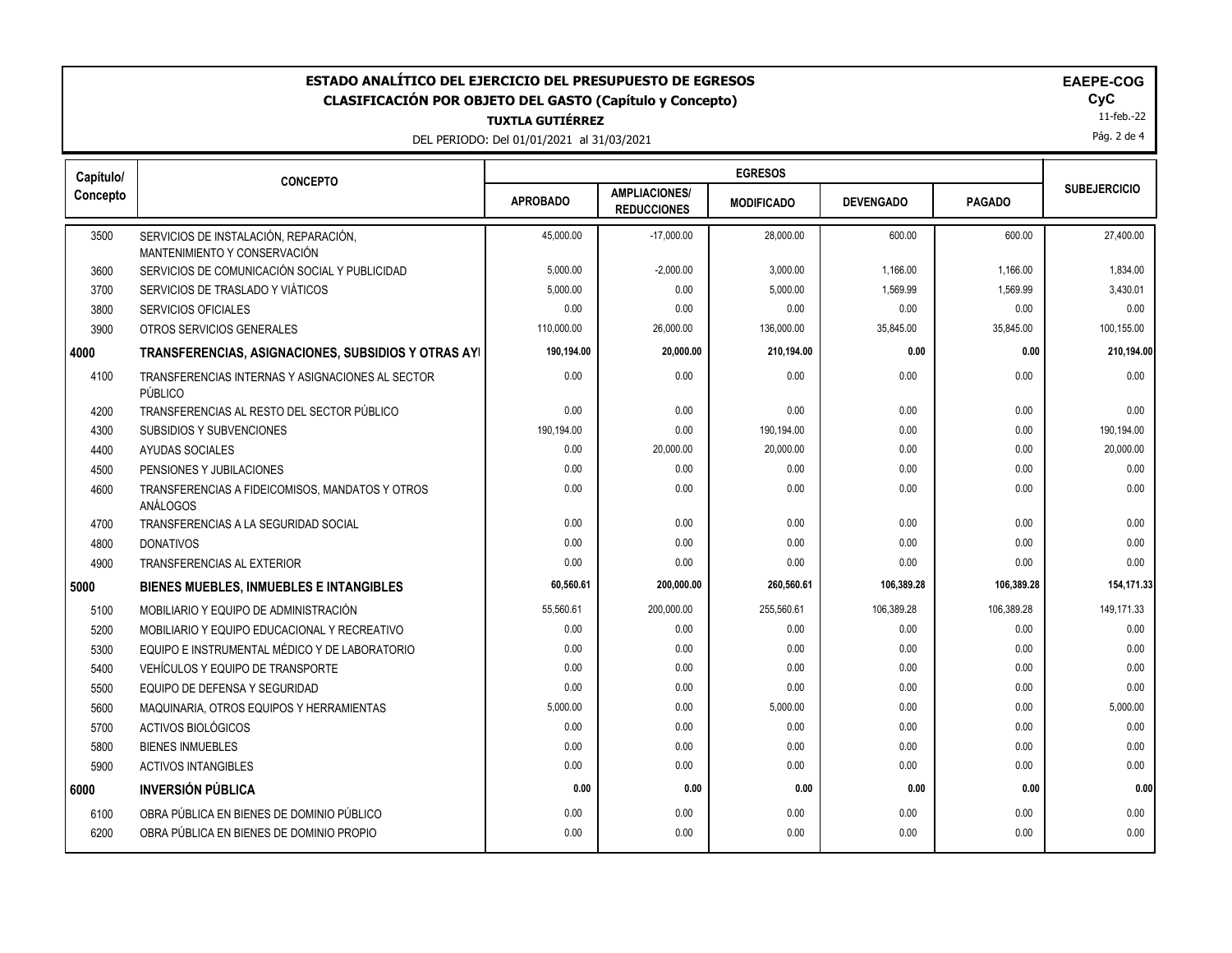# ESTADO ANALÍTICO DEL EJERCICIO DEL PRESUPUESTO DE EGRESOS

## CLASIFICACIÓN POR OBJETO DEL GASTO (Capítulo y Concepto)

**TUXTLA GUTIÉRREZ**

DEL PERIODO: Del 01/01/2021 al 31/03/2021

**EAEPE-COG**

**CyC**

11-feb.-22

| Capítulo/ Concepto | CONCEPTO | EGRESOS | | | | | SUBEJERCICIO |
|---|---|---|---|---|---|---|---|
| | | APROBADO | AMPLIACIONES/ REDUCCIONES | MODIFICADO | DEVENGADO | PAGADO | |
| 3500 | SERVICIOS DE INSTALACIÓN, REPARACIÓN, MANTENIMIENTO Y CONSERVACIÓN | 45,000.00 | -17,000.00 | 28,000.00 | 600.00 | 600.00 | 27,400.00 |
| 3600 | SERVICIOS DE COMUNICACIÓN SOCIAL Y PUBLICIDAD | 5,000.00 | -2,000.00 | 3,000.00 | 1,166.00 | 1,166.00 | 1,834.00 |
| 3700 | SERVICIOS DE TRASLADO Y VIÁTICOS | 5,000.00 | 0.00 | 5,000.00 | 1,569.99 | 1,569.99 | 3,430.01 |
| 3800 | SERVICIOS OFICIALES | 0.00 | 0.00 | 0.00 | 0.00 | 0.00 | 0.00 |
| 3900 | OTROS SERVICIOS GENERALES | 110,000.00 | 26,000.00 | 136,000.00 | 35,845.00 | 35,845.00 | 100,155.00 |
| **4000** | **TRANSFERENCIAS, ASIGNACIONES, SUBSIDIOS Y OTRAS AYI** | **190,194.00** | **20,000.00** | **210,194.00** | **0.00** | **0.00** | **210,194.00** |
| 4100 | TRANSFERENCIAS INTERNAS Y ASIGNACIONES AL SECTOR PÚBLICO | 0.00 | 0.00 | 0.00 | 0.00 | 0.00 | 0.00 |
| 4200 | TRANSFERENCIAS AL RESTO DEL SECTOR PÚBLICO | 0.00 | 0.00 | 0.00 | 0.00 | 0.00 | 0.00 |
| 4300 | SUBSIDIOS Y SUBVENCIONES | 190,194.00 | 0.00 | 190,194.00 | 0.00 | 0.00 | 190,194.00 |
| 4400 | AYUDAS SOCIALES | 0.00 | 20,000.00 | 20,000.00 | 0.00 | 0.00 | 20,000.00 |
| 4500 | PENSIONES Y JUBILACIONES | 0.00 | 0.00 | 0.00 | 0.00 | 0.00 | 0.00 |
| 4600 | TRANSFERENCIAS A FIDEICOMISOS, MANDATOS Y OTROS ANÁLOGOS | 0.00 | 0.00 | 0.00 | 0.00 | 0.00 | 0.00 |
| 4700 | TRANSFERENCIAS A LA SEGURIDAD SOCIAL | 0.00 | 0.00 | 0.00 | 0.00 | 0.00 | 0.00 |
| 4800 | DONATIVOS | 0.00 | 0.00 | 0.00 | 0.00 | 0.00 | 0.00 |
| 4900 | TRANSFERENCIAS AL EXTERIOR | 0.00 | 0.00 | 0.00 | 0.00 | 0.00 | 0.00 |
| **5000** | **BIENES MUEBLES, INMUEBLES E INTANGIBLES** | **60,560.61** | **200,000.00** | **260,560.61** | **106,389.28** | **106,389.28** | **154,171.33** |
| 5100 | MOBILIARIO Y EQUIPO DE ADMINISTRACIÓN | 55,560.61 | 200,000.00 | 255,560.61 | 106,389.28 | 106,389.28 | 149,171.33 |
| 5200 | MOBILIARIO Y EQUIPO EDUCACIONAL Y RECREATIVO | 0.00 | 0.00 | 0.00 | 0.00 | 0.00 | 0.00 |
| 5300 | EQUIPO E INSTRUMENTAL MÉDICO Y DE LABORATORIO | 0.00 | 0.00 | 0.00 | 0.00 | 0.00 | 0.00 |
| 5400 | VEHÍCULOS Y EQUIPO DE TRANSPORTE | 0.00 | 0.00 | 0.00 | 0.00 | 0.00 | 0.00 |
| 5500 | EQUIPO DE DEFENSA Y SEGURIDAD | 0.00 | 0.00 | 0.00 | 0.00 | 0.00 | 0.00 |
| 5600 | MAQUINARIA, OTROS EQUIPOS Y HERRAMIENTAS | 5,000.00 | 0.00 | 5,000.00 | 0.00 | 0.00 | 5,000.00 |
| 5700 | ACTIVOS BIOLÓGICOS | 0.00 | 0.00 | 0.00 | 0.00 | 0.00 | 0.00 |
| 5800 | BIENES INMUEBLES | 0.00 | 0.00 | 0.00 | 0.00 | 0.00 | 0.00 |
| 5900 | ACTIVOS INTANGIBLES | 0.00 | 0.00 | 0.00 | 0.00 | 0.00 | 0.00 |
| **6000** | **INVERSIÓN PÚBLICA** | **0.00** | **0.00** | **0.00** | **0.00** | **0.00** | **0.00** |
| 6100 | OBRA PÚBLICA EN BIENES DE DOMINIO PÚBLICO | 0.00 | 0.00 | 0.00 | 0.00 | 0.00 | 0.00 |
| 6200 | OBRA PÚBLICA EN BIENES DE DOMINIO PROPIO | 0.00 | 0.00 | 0.00 | 0.00 | 0.00 | 0.00 |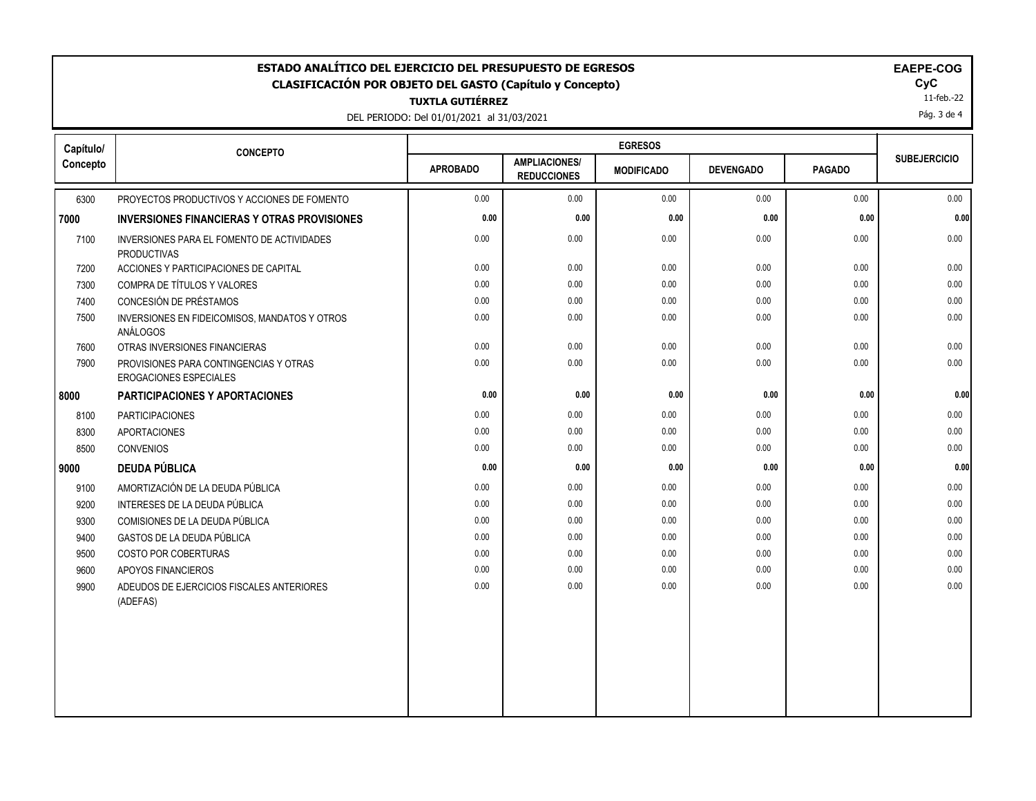# ESTADO ANALÍTICO DEL EJERCICIO DEL PRESUPUESTO DE EGRESOS
## CLASIFICACIÓN POR OBJETO DEL GASTO (Capítulo y Concepto)
### TUXTLA GUTIÉRREZ

DEL PERIODO: Del 01/01/2021 al 31/03/2021

**EAEPE-COG**
**CyC**
11-feb.-22

| Capítulo/ Concepto | CONCEPTO | EGRESOS | | | | | SUBEJERCICIO |
|---|---|---|---|---|---|---|---|
| | | APROBADO | AMPLIACIONES/ REDUCCIONES | MODIFICADO | DEVENGADO | PAGADO | |
| 6300 | PROYECTOS PRODUCTIVOS Y ACCIONES DE FOMENTO | 0.00 | 0.00 | 0.00 | 0.00 | 0.00 | 0.00 |
| **7000** | **INVERSIONES FINANCIERAS Y OTRAS PROVISIONES** | **0.00** | **0.00** | **0.00** | **0.00** | **0.00** | **0.00** |
| 7100 | INVERSIONES PARA EL FOMENTO DE ACTIVIDADES PRODUCTIVAS | 0.00 | 0.00 | 0.00 | 0.00 | 0.00 | 0.00 |
| 7200 | ACCIONES Y PARTICIPACIONES DE CAPITAL | 0.00 | 0.00 | 0.00 | 0.00 | 0.00 | 0.00 |
| 7300 | COMPRA DE TÍTULOS Y VALORES | 0.00 | 0.00 | 0.00 | 0.00 | 0.00 | 0.00 |
| 7400 | CONCESIÓN DE PRÉSTAMOS | 0.00 | 0.00 | 0.00 | 0.00 | 0.00 | 0.00 |
| 7500 | INVERSIONES EN FIDEICOMISOS, MANDATOS Y OTROS ANÁLOGOS | 0.00 | 0.00 | 0.00 | 0.00 | 0.00 | 0.00 |
| 7600 | OTRAS INVERSIONES FINANCIERAS | 0.00 | 0.00 | 0.00 | 0.00 | 0.00 | 0.00 |
| 7900 | PROVISIONES PARA CONTINGENCIAS Y OTRAS EROGACIONES ESPECIALES | 0.00 | 0.00 | 0.00 | 0.00 | 0.00 | 0.00 |
| **8000** | **PARTICIPACIONES Y APORTACIONES** | **0.00** | **0.00** | **0.00** | **0.00** | **0.00** | **0.00** |
| 8100 | PARTICIPACIONES | 0.00 | 0.00 | 0.00 | 0.00 | 0.00 | 0.00 |
| 8300 | APORTACIONES | 0.00 | 0.00 | 0.00 | 0.00 | 0.00 | 0.00 |
| 8500 | CONVENIOS | 0.00 | 0.00 | 0.00 | 0.00 | 0.00 | 0.00 |
| **9000** | **DEUDA PÚBLICA** | **0.00** | **0.00** | **0.00** | **0.00** | **0.00** | **0.00** |
| 9100 | AMORTIZACIÓN DE LA DEUDA PÚBLICA | 0.00 | 0.00 | 0.00 | 0.00 | 0.00 | 0.00 |
| 9200 | INTERESES DE LA DEUDA PÚBLICA | 0.00 | 0.00 | 0.00 | 0.00 | 0.00 | 0.00 |
| 9300 | COMISIONES DE LA DEUDA PÚBLICA | 0.00 | 0.00 | 0.00 | 0.00 | 0.00 | 0.00 |
| 9400 | GASTOS DE LA DEUDA PÚBLICA | 0.00 | 0.00 | 0.00 | 0.00 | 0.00 | 0.00 |
| 9500 | COSTO POR COBERTURAS | 0.00 | 0.00 | 0.00 | 0.00 | 0.00 | 0.00 |
| 9600 | APOYOS FINANCIEROS | 0.00 | 0.00 | 0.00 | 0.00 | 0.00 | 0.00 |
| 9900 | ADEUDOS DE EJERCICIOS FISCALES ANTERIORES (ADEFAS) | 0.00 | 0.00 | 0.00 | 0.00 | 0.00 | 0.00 |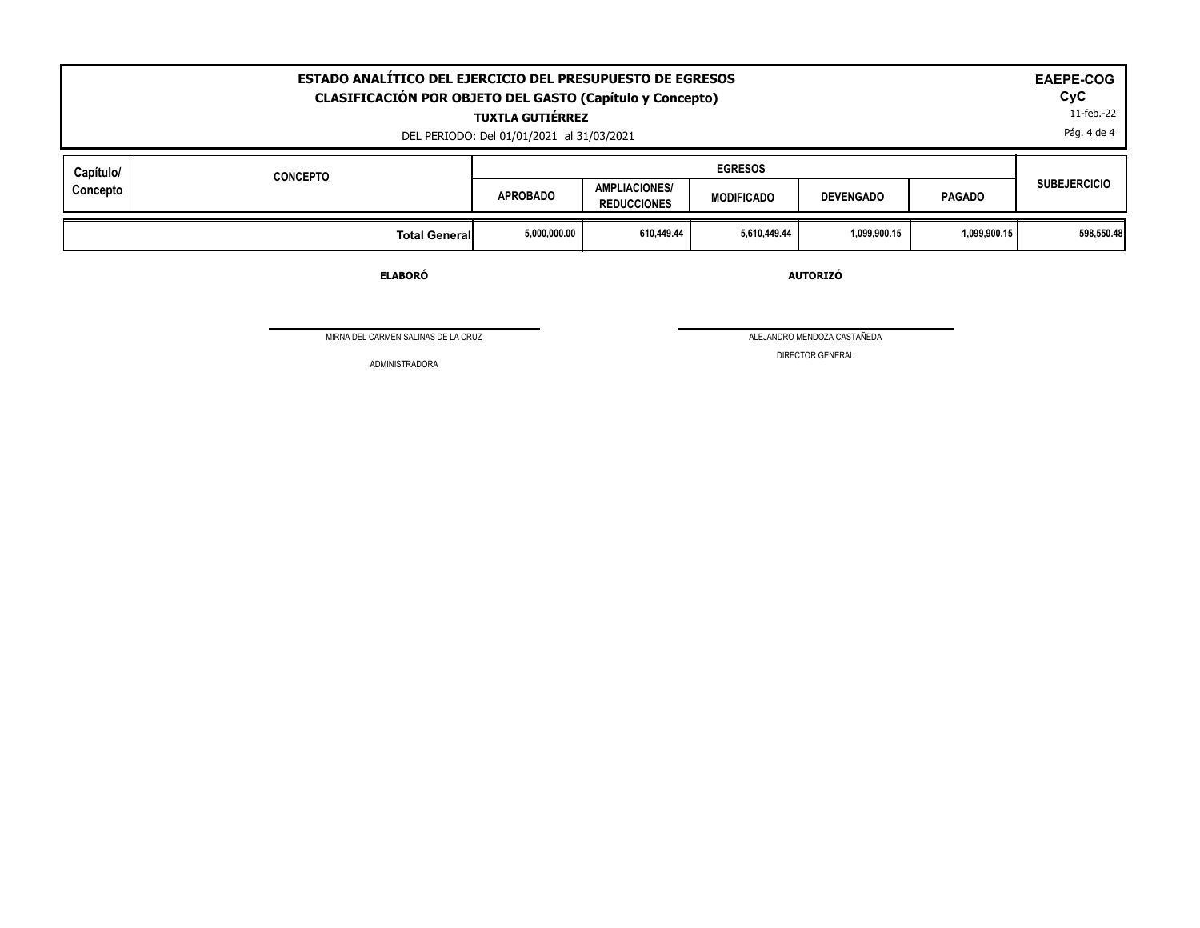# ESTADO ANALÍTICO DEL EJERCICIO DEL PRESUPUESTO DE EGRESOS

## CLASIFICACIÓN POR OBJETO DEL GASTO (Capítulo y Concepto)

**TUXTLA GUTIÉRREZ**

DEL PERIODO: Del 01/01/2021 al 31/03/2021

**EAEPE-COG**
**CyC**
11-feb.-22

| Capítulo/ Concepto | CONCEPTO | EGRESOS | | | | | SUBEJERCICIO |
|---|---|---|---|---|---|---|---|
| | | APROBADO | AMPLIACIONES/ REDUCCIONES | MODIFICADO | DEVENGADO | PAGADO | |
| | **Total General** | **5,000,000.00** | **610,449.44** | **5,610,449.44** | **1,099,900.15** | **1,099,900.15** | **598,550.48** |

**ELABORÓ**

MIRNA DEL CARMEN SALINAS DE LA CRUZ

ADMINISTRADORA

**AUTORIZÓ**

ALEJANDRO MENDOZA CASTAÑEDA

DIRECTOR GENERAL